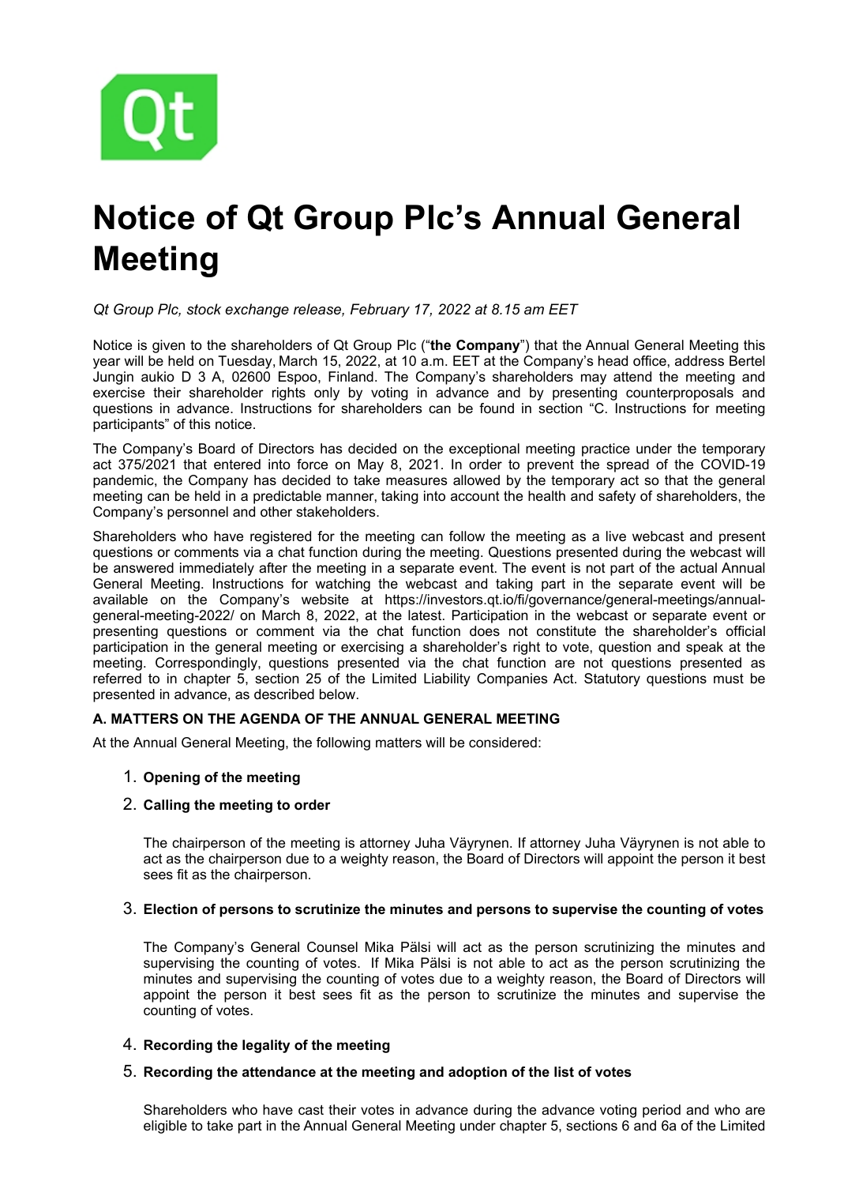# Notice of Qt Group Plc's Annual General Meeting

*Qt Group Plc, stock exchange release, February 17, 2022 at 8.15 am EET*

Notice is given to the shareholders of Qt Group Plc ("**the Company**") that the Annual General Meeting this year will be held on Tuesday, March 15, 2022, at 10 a.m. EET at the Company's head office, address Bertel Jungin aukio D 3 A, 02600 Espoo, Finland. The Company's shareholders may attend the meeting and exercise their shareholder rights only by voting in advance and by presenting counterproposals and questions in advance. Instructions for shareholders can be found in section "C. Instructions for meeting participants" of this notice.

The Company's Board of Directors has decided on the exceptional meeting practice under the temporary act 375/2021 that entered into force on May 8, 2021. In order to prevent the spread of the COVID-19 pandemic, the Company has decided to take measures allowed by the temporary act so that the general meeting can be held in a predictable manner, taking into account the health and safety of shareholders, the Company's personnel and other stakeholders.

Shareholders who have registered for the meeting can follow the meeting as a live webcast and present questions or comments via a chat function during the meeting. Questions presented during the webcast will be answered immediately after the meeting in a separate event. The event is not part of the actual Annual General Meeting. Instructions for watching the webcast and taking part in the separate event will be available on the Company's website at https://investors.qt.io/fi/governance/general-meetings/annual-general-meeting-2022/ on March 8, 2022, at the latest. Participation in the webcast or separate event or presenting questions or comment via the chat function does not constitute the shareholder's official participation in the general meeting or exercising a shareholder's right to vote, question and speak at the meeting. Correspondingly, questions presented via the chat function are not questions presented as referred to in chapter 5, section 25 of the Limited Liability Companies Act. Statutory questions must be presented in advance, as described below.

**A. MATTERS ON THE AGENDA OF THE ANNUAL GENERAL MEETING**

At the Annual General Meeting, the following matters will be considered:

1. **Opening of the meeting**

2. **Calling the meeting to order**

   The chairperson of the meeting is attorney Juha Väyrynen. If attorney Juha Väyrynen is not able to act as the chairperson due to a weighty reason, the Board of Directors will appoint the person it best sees fit as the chairperson.

3. **Election of persons to scrutinize the minutes and persons to supervise the counting of votes**

   The Company's General Counsel Mika Pälsi will act as the person scrutinizing the minutes and supervising the counting of votes. If Mika Pälsi is not able to act as the person scrutinizing the minutes and supervising the counting of votes due to a weighty reason, the Board of Directors will appoint the person it best sees fit as the person to scrutinize the minutes and supervise the counting of votes.

4. **Recording the legality of the meeting**

5. **Recording the attendance at the meeting and adoption of the list of votes**

   Shareholders who have cast their votes in advance during the advance voting period and who are eligible to take part in the Annual General Meeting under chapter 5, sections 6 and 6a of the Limited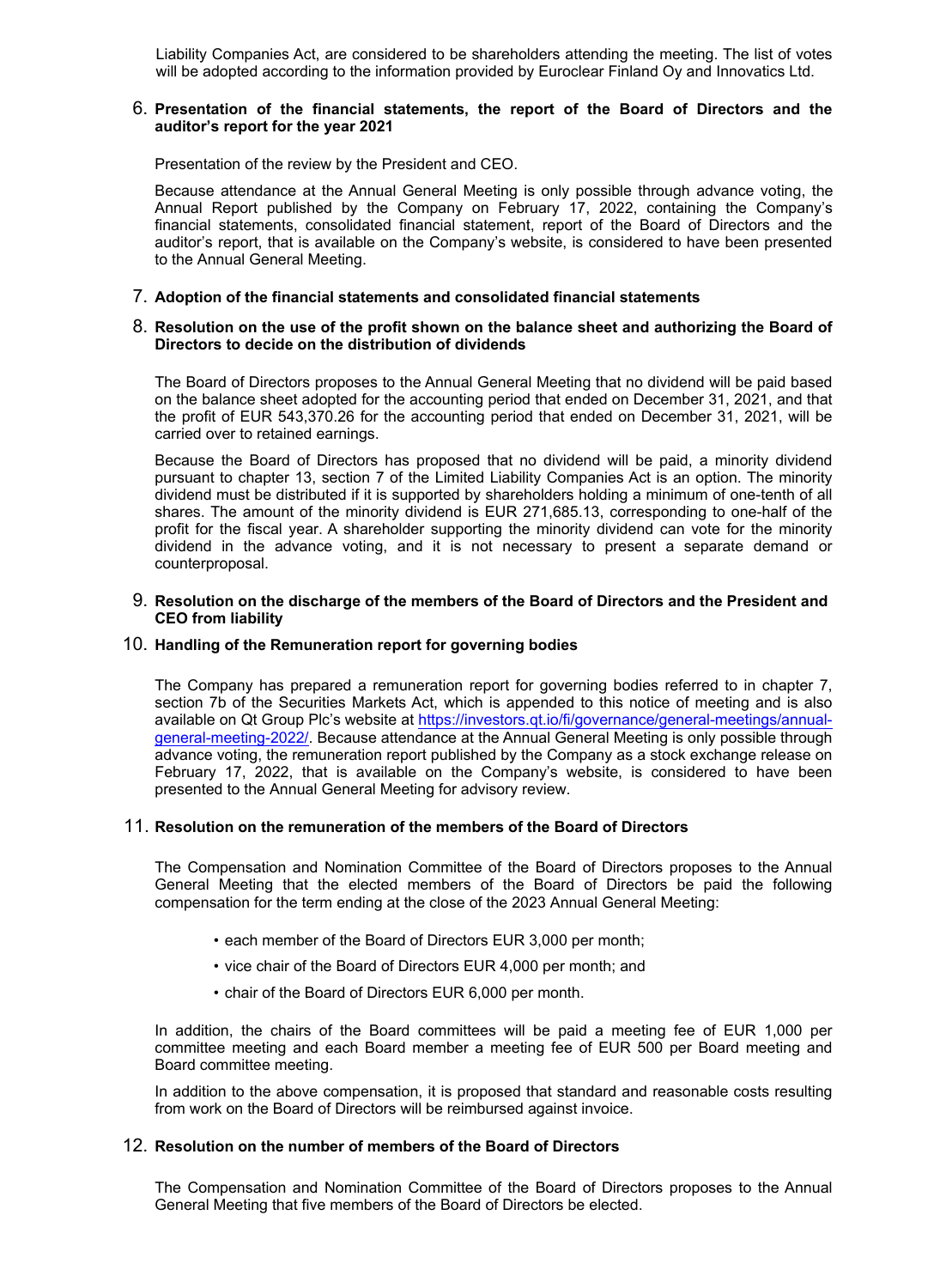Liability Companies Act, are considered to be shareholders attending the meeting. The list of votes will be adopted according to the information provided by Euroclear Finland Oy and Innovatics Ltd.

6. **Presentation of the financial statements, the report of the Board of Directors and the auditor's report for the year 2021**

Presentation of the review by the President and CEO.

Because attendance at the Annual General Meeting is only possible through advance voting, the Annual Report published by the Company on February 17, 2022, containing the Company's financial statements, consolidated financial statement, report of the Board of Directors and the auditor's report, that is available on the Company's website, is considered to have been presented to the Annual General Meeting.

7. **Adoption of the financial statements and consolidated financial statements**

8. **Resolution on the use of the profit shown on the balance sheet and authorizing the Board of Directors to decide on the distribution of dividends**

The Board of Directors proposes to the Annual General Meeting that no dividend will be paid based on the balance sheet adopted for the accounting period that ended on December 31, 2021, and that the profit of EUR 543,370.26 for the accounting period that ended on December 31, 2021, will be carried over to retained earnings.

Because the Board of Directors has proposed that no dividend will be paid, a minority dividend pursuant to chapter 13, section 7 of the Limited Liability Companies Act is an option. The minority dividend must be distributed if it is supported by shareholders holding a minimum of one-tenth of all shares. The amount of the minority dividend is EUR 271,685.13, corresponding to one-half of the profit for the fiscal year. A shareholder supporting the minority dividend can vote for the minority dividend in the advance voting, and it is not necessary to present a separate demand or counterproposal.

9. **Resolution on the discharge of the members of the Board of Directors and the President and CEO from liability**

10. **Handling of the Remuneration report for governing bodies**

The Company has prepared a remuneration report for governing bodies referred to in chapter 7, section 7b of the Securities Markets Act, which is appended to this notice of meeting and is also available on Qt Group Plc's website at https://investors.qt.io/fi/governance/general-meetings/annual-general-meeting-2022/. Because attendance at the Annual General Meeting is only possible through advance voting, the remuneration report published by the Company as a stock exchange release on February 17, 2022, that is available on the Company's website, is considered to have been presented to the Annual General Meeting for advisory review.

11. **Resolution on the remuneration of the members of the Board of Directors**

The Compensation and Nomination Committee of the Board of Directors proposes to the Annual General Meeting that the elected members of the Board of Directors be paid the following compensation for the term ending at the close of the 2023 Annual General Meeting:

- each member of the Board of Directors EUR 3,000 per month;
- vice chair of the Board of Directors EUR 4,000 per month; and
- chair of the Board of Directors EUR 6,000 per month.

In addition, the chairs of the Board committees will be paid a meeting fee of EUR 1,000 per committee meeting and each Board member a meeting fee of EUR 500 per Board meeting and Board committee meeting.

In addition to the above compensation, it is proposed that standard and reasonable costs resulting from work on the Board of Directors will be reimbursed against invoice.

12. **Resolution on the number of members of the Board of Directors**

The Compensation and Nomination Committee of the Board of Directors proposes to the Annual General Meeting that five members of the Board of Directors be elected.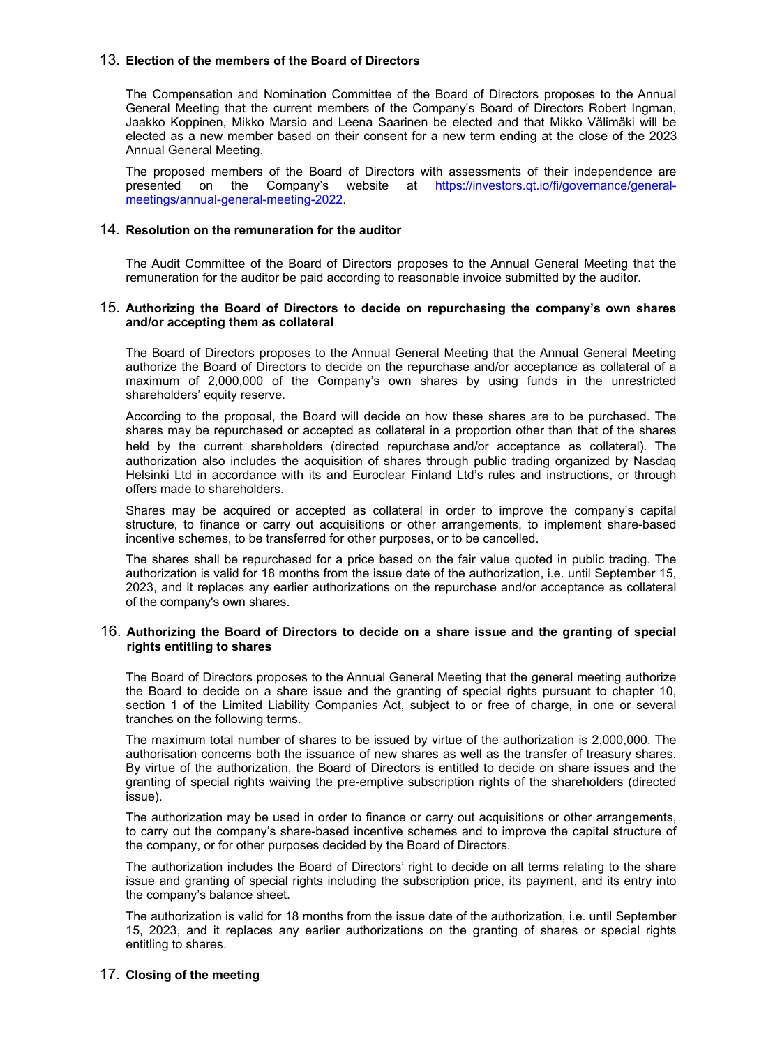## 13. Election of the members of the Board of Directors

The Compensation and Nomination Committee of the Board of Directors proposes to the Annual General Meeting that the current members of the Company's Board of Directors Robert Ingman, Jaakko Koppinen, Mikko Marsio and Leena Saarinen be elected and that Mikko Välimäki will be elected as a new member based on their consent for a new term ending at the close of the 2023 Annual General Meeting.

The proposed members of the Board of Directors with assessments of their independence are presented on the Company's website at https://investors.qt.io/fi/governance/general-meetings/annual-general-meeting-2022.

## 14. Resolution on the remuneration for the auditor

The Audit Committee of the Board of Directors proposes to the Annual General Meeting that the remuneration for the auditor be paid according to reasonable invoice submitted by the auditor.

## 15. Authorizing the Board of Directors to decide on repurchasing the company's own shares and/or accepting them as collateral

The Board of Directors proposes to the Annual General Meeting that the Annual General Meeting authorize the Board of Directors to decide on the repurchase and/or acceptance as collateral of a maximum of 2,000,000 of the Company's own shares by using funds in the unrestricted shareholders' equity reserve.

According to the proposal, the Board will decide on how these shares are to be purchased. The shares may be repurchased or accepted as collateral in a proportion other than that of the shares held by the current shareholders (directed repurchase and/or acceptance as collateral). The authorization also includes the acquisition of shares through public trading organized by Nasdaq Helsinki Ltd in accordance with its and Euroclear Finland Ltd's rules and instructions, or through offers made to shareholders.

Shares may be acquired or accepted as collateral in order to improve the company's capital structure, to finance or carry out acquisitions or other arrangements, to implement share-based incentive schemes, to be transferred for other purposes, or to be cancelled.

The shares shall be repurchased for a price based on the fair value quoted in public trading. The authorization is valid for 18 months from the issue date of the authorization, i.e. until September 15, 2023, and it replaces any earlier authorizations on the repurchase and/or acceptance as collateral of the company's own shares.

## 16. Authorizing the Board of Directors to decide on a share issue and the granting of special rights entitling to shares

The Board of Directors proposes to the Annual General Meeting that the general meeting authorize the Board to decide on a share issue and the granting of special rights pursuant to chapter 10, section 1 of the Limited Liability Companies Act, subject to or free of charge, in one or several tranches on the following terms.

The maximum total number of shares to be issued by virtue of the authorization is 2,000,000. The authorisation concerns both the issuance of new shares as well as the transfer of treasury shares. By virtue of the authorization, the Board of Directors is entitled to decide on share issues and the granting of special rights waiving the pre-emptive subscription rights of the shareholders (directed issue).

The authorization may be used in order to finance or carry out acquisitions or other arrangements, to carry out the company's share-based incentive schemes and to improve the capital structure of the company, or for other purposes decided by the Board of Directors.

The authorization includes the Board of Directors' right to decide on all terms relating to the share issue and granting of special rights including the subscription price, its payment, and its entry into the company's balance sheet.

The authorization is valid for 18 months from the issue date of the authorization, i.e. until September 15, 2023, and it replaces any earlier authorizations on the granting of shares or special rights entitling to shares.

## 17. Closing of the meeting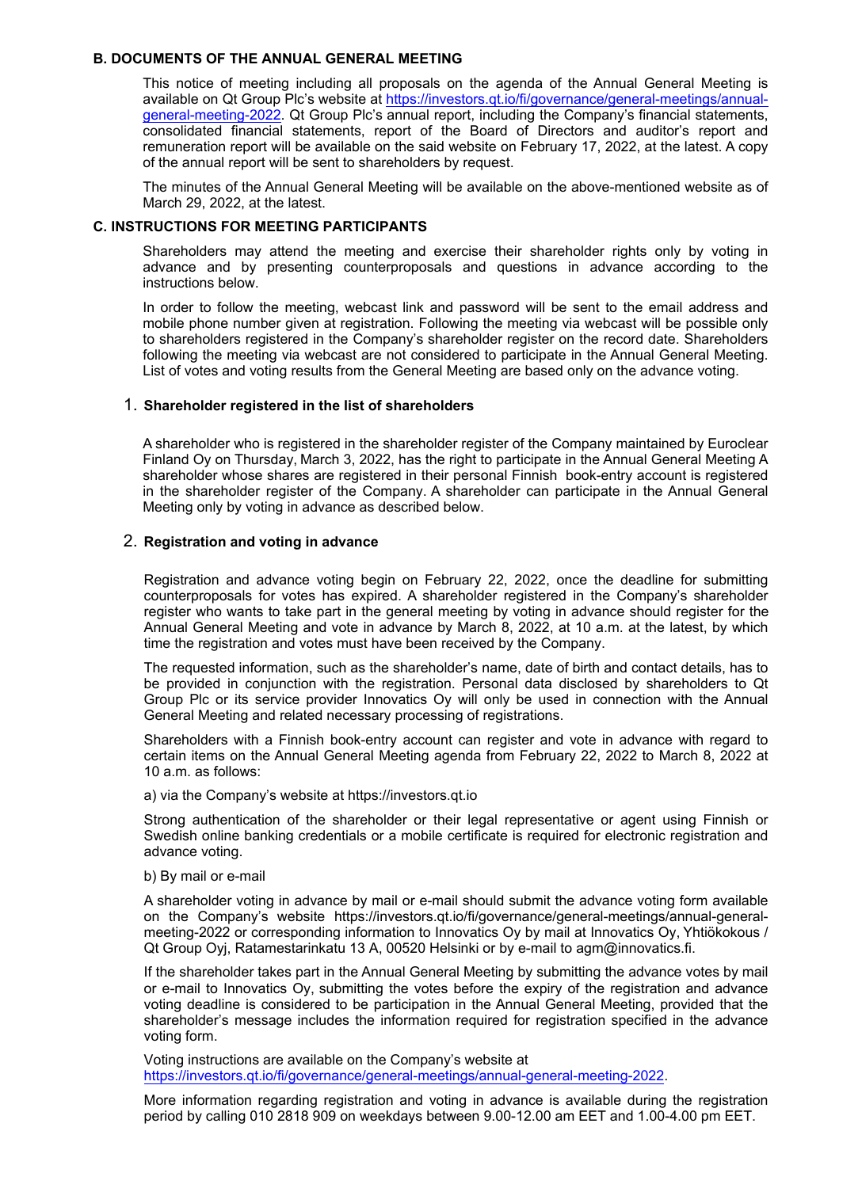## B. DOCUMENTS OF THE ANNUAL GENERAL MEETING

This notice of meeting including all proposals on the agenda of the Annual General Meeting is available on Qt Group Plc's website at https://investors.qt.io/fi/governance/general-meetings/annual-general-meeting-2022. Qt Group Plc's annual report, including the Company's financial statements, consolidated financial statements, report of the Board of Directors and auditor's report and remuneration report will be available on the said website on February 17, 2022, at the latest. A copy of the annual report will be sent to shareholders by request.

The minutes of the Annual General Meeting will be available on the above-mentioned website as of March 29, 2022, at the latest.

## C. INSTRUCTIONS FOR MEETING PARTICIPANTS

Shareholders may attend the meeting and exercise their shareholder rights only by voting in advance and by presenting counterproposals and questions in advance according to the instructions below.

In order to follow the meeting, webcast link and password will be sent to the email address and mobile phone number given at registration. Following the meeting via webcast will be possible only to shareholders registered in the Company's shareholder register on the record date. Shareholders following the meeting via webcast are not considered to participate in the Annual General Meeting. List of votes and voting results from the General Meeting are based only on the advance voting.

### 1. Shareholder registered in the list of shareholders

A shareholder who is registered in the shareholder register of the Company maintained by Euroclear Finland Oy on Thursday, March 3, 2022, has the right to participate in the Annual General Meeting A shareholder whose shares are registered in their personal Finnish book-entry account is registered in the shareholder register of the Company. A shareholder can participate in the Annual General Meeting only by voting in advance as described below.

### 2. Registration and voting in advance

Registration and advance voting begin on February 22, 2022, once the deadline for submitting counterproposals for votes has expired. A shareholder registered in the Company's shareholder register who wants to take part in the general meeting by voting in advance should register for the Annual General Meeting and vote in advance by March 8, 2022, at 10 a.m. at the latest, by which time the registration and votes must have been received by the Company.

The requested information, such as the shareholder's name, date of birth and contact details, has to be provided in conjunction with the registration. Personal data disclosed by shareholders to Qt Group Plc or its service provider Innovatics Oy will only be used in connection with the Annual General Meeting and related necessary processing of registrations.

Shareholders with a Finnish book-entry account can register and vote in advance with regard to certain items on the Annual General Meeting agenda from February 22, 2022 to March 8, 2022 at 10 a.m. as follows:

a) via the Company's website at https://investors.qt.io

Strong authentication of the shareholder or their legal representative or agent using Finnish or Swedish online banking credentials or a mobile certificate is required for electronic registration and advance voting.

b) By mail or e-mail

A shareholder voting in advance by mail or e-mail should submit the advance voting form available on the Company's website https://investors.qt.io/fi/governance/general-meetings/annual-general-meeting-2022 or corresponding information to Innovatics Oy by mail at Innovatics Oy, Yhtiökokous / Qt Group Oyj, Ratamestarinkatu 13 A, 00520 Helsinki or by e-mail to agm@innovatics.fi.

If the shareholder takes part in the Annual General Meeting by submitting the advance votes by mail or e-mail to Innovatics Oy, submitting the votes before the expiry of the registration and advance voting deadline is considered to be participation in the Annual General Meeting, provided that the shareholder's message includes the information required for registration specified in the advance voting form.

Voting instructions are available on the Company's website at https://investors.qt.io/fi/governance/general-meetings/annual-general-meeting-2022.

More information regarding registration and voting in advance is available during the registration period by calling 010 2818 909 on weekdays between 9.00-12.00 am EET and 1.00-4.00 pm EET.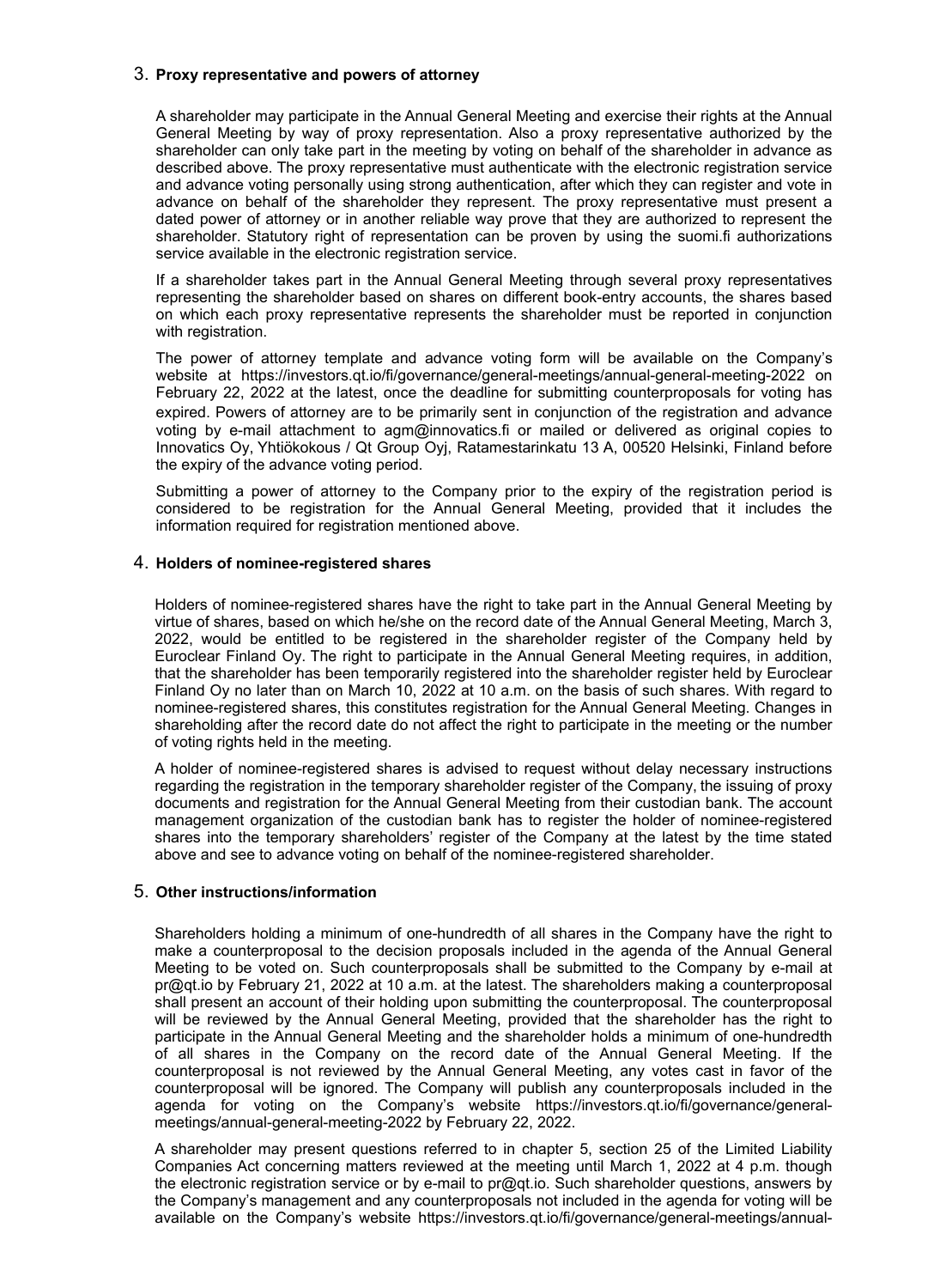## 3. Proxy representative and powers of attorney

A shareholder may participate in the Annual General Meeting and exercise their rights at the Annual General Meeting by way of proxy representation. Also a proxy representative authorized by the shareholder can only take part in the meeting by voting on behalf of the shareholder in advance as described above. The proxy representative must authenticate with the electronic registration service and advance voting personally using strong authentication, after which they can register and vote in advance on behalf of the shareholder they represent. The proxy representative must present a dated power of attorney or in another reliable way prove that they are authorized to represent the shareholder. Statutory right of representation can be proven by using the suomi.fi authorizations service available in the electronic registration service.

If a shareholder takes part in the Annual General Meeting through several proxy representatives representing the shareholder based on shares on different book-entry accounts, the shares based on which each proxy representative represents the shareholder must be reported in conjunction with registration.

The power of attorney template and advance voting form will be available on the Company's website at https://investors.qt.io/fi/governance/general-meetings/annual-general-meeting-2022 on February 22, 2022 at the latest, once the deadline for submitting counterproposals for voting has expired. Powers of attorney are to be primarily sent in conjunction of the registration and advance voting by e-mail attachment to agm@innovatics.fi or mailed or delivered as original copies to Innovatics Oy, Yhtiökokous / Qt Group Oyj, Ratamestarinkatu 13 A, 00520 Helsinki, Finland before the expiry of the advance voting period.

Submitting a power of attorney to the Company prior to the expiry of the registration period is considered to be registration for the Annual General Meeting, provided that it includes the information required for registration mentioned above.

## 4. Holders of nominee-registered shares

Holders of nominee-registered shares have the right to take part in the Annual General Meeting by virtue of shares, based on which he/she on the record date of the Annual General Meeting, March 3, 2022, would be entitled to be registered in the shareholder register of the Company held by Euroclear Finland Oy. The right to participate in the Annual General Meeting requires, in addition, that the shareholder has been temporarily registered into the shareholder register held by Euroclear Finland Oy no later than on March 10, 2022 at 10 a.m. on the basis of such shares. With regard to nominee-registered shares, this constitutes registration for the Annual General Meeting. Changes in shareholding after the record date do not affect the right to participate in the meeting or the number of voting rights held in the meeting.

A holder of nominee-registered shares is advised to request without delay necessary instructions regarding the registration in the temporary shareholder register of the Company, the issuing of proxy documents and registration for the Annual General Meeting from their custodian bank. The account management organization of the custodian bank has to register the holder of nominee-registered shares into the temporary shareholders' register of the Company at the latest by the time stated above and see to advance voting on behalf of the nominee-registered shareholder.

## 5. Other instructions/information

Shareholders holding a minimum of one-hundredth of all shares in the Company have the right to make a counterproposal to the decision proposals included in the agenda of the Annual General Meeting to be voted on. Such counterproposals shall be submitted to the Company by e-mail at pr@qt.io by February 21, 2022 at 10 a.m. at the latest. The shareholders making a counterproposal shall present an account of their holding upon submitting the counterproposal. The counterproposal will be reviewed by the Annual General Meeting, provided that the shareholder has the right to participate in the Annual General Meeting and the shareholder holds a minimum of one-hundredth of all shares in the Company on the record date of the Annual General Meeting. If the counterproposal is not reviewed by the Annual General Meeting, any votes cast in favor of the counterproposal will be ignored. The Company will publish any counterproposals included in the agenda for voting on the Company's website https://investors.qt.io/fi/governance/general-meetings/annual-general-meeting-2022 by February 22, 2022.

A shareholder may present questions referred to in chapter 5, section 25 of the Limited Liability Companies Act concerning matters reviewed at the meeting until March 1, 2022 at 4 p.m. though the electronic registration service or by e-mail to pr@qt.io. Such shareholder questions, answers by the Company's management and any counterproposals not included in the agenda for voting will be available on the Company's website https://investors.qt.io/fi/governance/general-meetings/annual-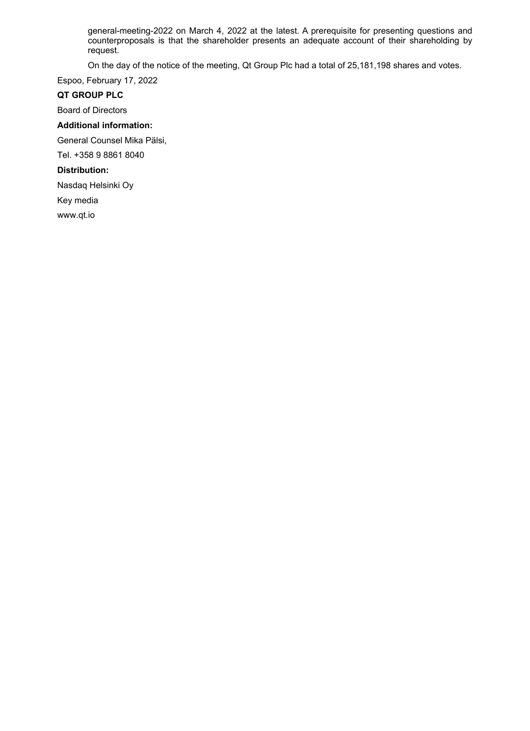general-meeting-2022 on March 4, 2022 at the latest. A prerequisite for presenting questions and counterproposals is that the shareholder presents an adequate account of their shareholding by request.

On the day of the notice of the meeting, Qt Group Plc had a total of 25,181,198 shares and votes.

Espoo, February 17, 2022

**QT GROUP PLC**

Board of Directors

**Additional information:**

General Counsel Mika Pälsi,

Tel. +358 9 8861 8040

**Distribution:**

Nasdaq Helsinki Oy

Key media

www.qt.io